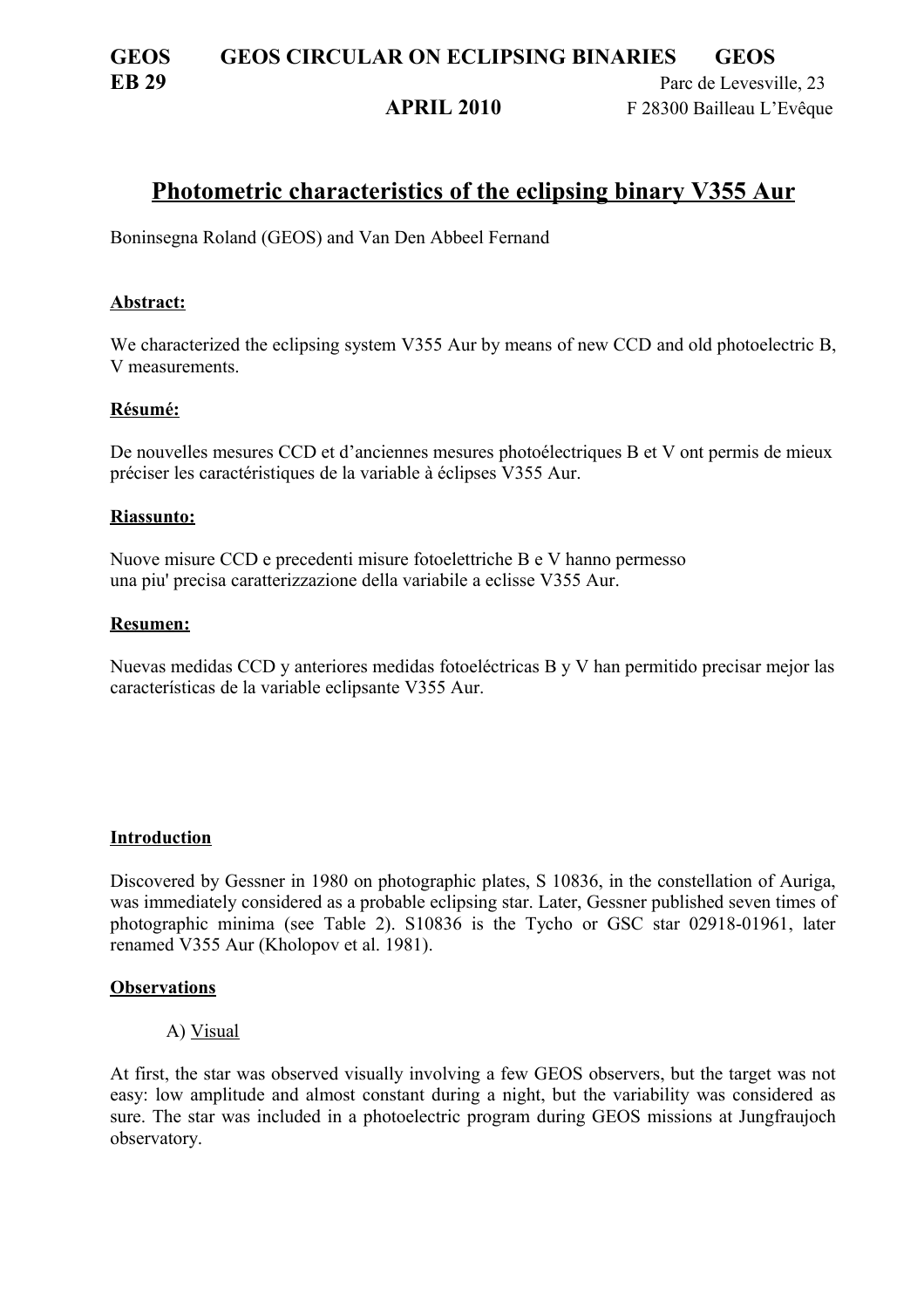**GEOS GEOS CIRCULAR ON ECLIPSING BINARIES GEOS**
**EB 29** Parc de Levesville, 23
**APRIL 2010** F 28300 Bailleau L'Evêque

# Photometric characteristics of the eclipsing binary V355 Aur

Boninsegna Roland (GEOS) and Van Den Abbeel Fernand

## Abstract:

We characterized the eclipsing system V355 Aur by means of new CCD and old photoelectric B, V measurements.

## Résumé:

De nouvelles mesures CCD et d'anciennes mesures photoélectriques B et V ont permis de mieux préciser les caractéristiques de la variable à éclipses V355 Aur.

## Riassunto:

Nuove misure CCD e precedenti misure fotoelettriche B e V hanno permesso
una piu' precisa caratterizzazione della variabile a eclisse V355 Aur.

## Resumen:

Nuevas medidas CCD y anteriores medidas fotoeléctricas B y V han permitido precisar mejor las características de la variable eclipsante V355 Aur.

## Introduction

Discovered by Gessner in 1980 on photographic plates, S 10836, in the constellation of Auriga, was immediately considered as a probable eclipsing star. Later, Gessner published seven times of photographic minima (see Table 2). S10836 is the Tycho or GSC star 02918-01961, later renamed V355 Aur (Kholopov et al. 1981).

## Observations

A) Visual

At first, the star was observed visually involving a few GEOS observers, but the target was not easy: low amplitude and almost constant during a night, but the variability was considered as sure. The star was included in a photoelectric program during GEOS missions at Jungfraujoch observatory.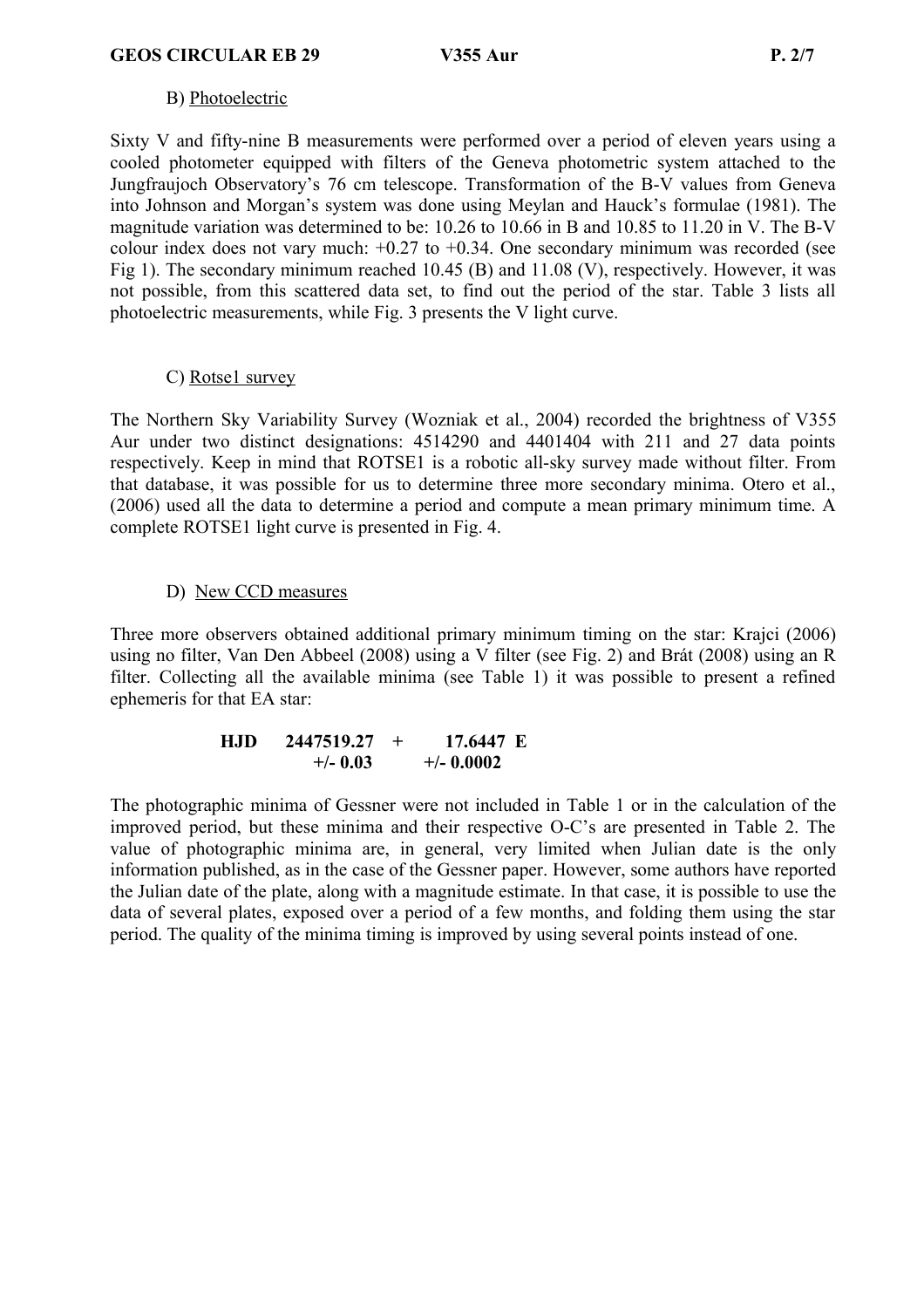### B) Photoelectric

Sixty V and fifty-nine B measurements were performed over a period of eleven years using a cooled photometer equipped with filters of the Geneva photometric system attached to the Jungfraujoch Observatory's 76 cm telescope. Transformation of the B-V values from Geneva into Johnson and Morgan's system was done using Meylan and Hauck's formulae (1981). The magnitude variation was determined to be: 10.26 to 10.66 in B and 10.85 to 11.20 in V. The B-V colour index does not vary much: +0.27 to +0.34. One secondary minimum was recorded (see Fig 1). The secondary minimum reached 10.45 (B) and 11.08 (V), respectively. However, it was not possible, from this scattered data set, to find out the period of the star. Table 3 lists all photoelectric measurements, while Fig. 3 presents the V light curve.

### C) Rotse1 survey

The Northern Sky Variability Survey (Wozniak et al., 2004) recorded the brightness of V355 Aur under two distinct designations: 4514290 and 4401404 with 211 and 27 data points respectively. Keep in mind that ROTSE1 is a robotic all-sky survey made without filter. From that database, it was possible for us to determine three more secondary minima. Otero et al., (2006) used all the data to determine a period and compute a mean primary minimum time. A complete ROTSE1 light curve is presented in Fig. 4.

### D) New CCD measures

Three more observers obtained additional primary minimum timing on the star: Krajci (2006) using no filter, Van Den Abbeel (2008) using a V filter (see Fig. 2) and Brát (2008) using an R filter. Collecting all the available minima (see Table 1) it was possible to present a refined ephemeris for that EA star:

**HJD 2447519.27 + 17.6447 E**
**+/- 0.03 +/- 0.0002**

The photographic minima of Gessner were not included in Table 1 or in the calculation of the improved period, but these minima and their respective O-C's are presented in Table 2. The value of photographic minima are, in general, very limited when Julian date is the only information published, as in the case of the Gessner paper. However, some authors have reported the Julian date of the plate, along with a magnitude estimate. In that case, it is possible to use the data of several plates, exposed over a period of a few months, and folding them using the star period. The quality of the minima timing is improved by using several points instead of one.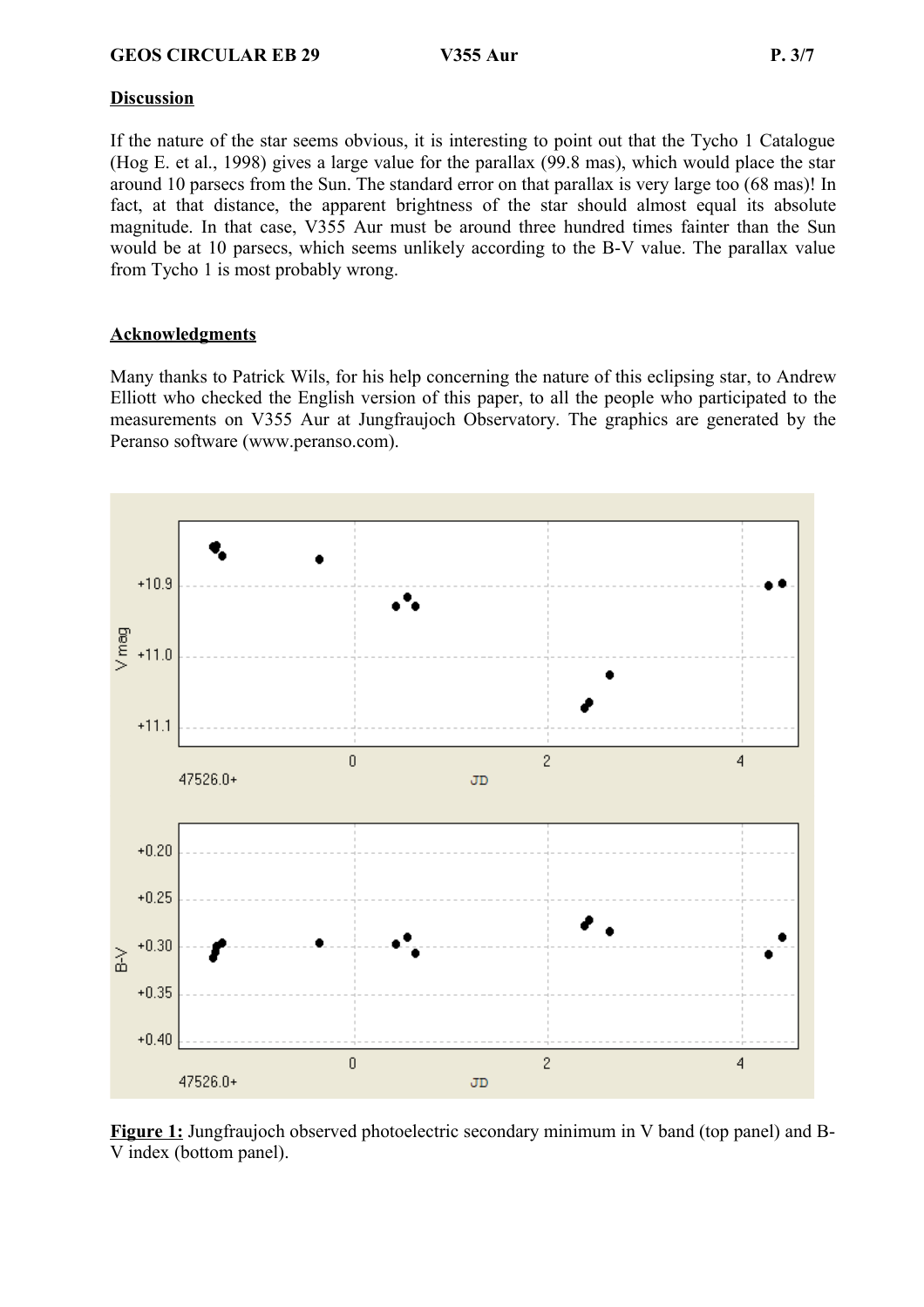## Discussion

If the nature of the star seems obvious, it is interesting to point out that the Tycho 1 Catalogue (Hog E. et al., 1998) gives a large value for the parallax (99.8 mas), which would place the star around 10 parsecs from the Sun. The standard error on that parallax is very large too (68 mas)! In fact, at that distance, the apparent brightness of the star should almost equal its absolute magnitude. In that case, V355 Aur must be around three hundred times fainter than the Sun would be at 10 parsecs, which seems unlikely according to the B-V value. The parallax value from Tycho 1 is most probably wrong.

## Acknowledgments

Many thanks to Patrick Wils, for his help concerning the nature of this eclipsing star, to Andrew Elliott who checked the English version of this paper, to all the people who participated to the measurements on V355 Aur at Jungfraujoch Observatory. The graphics are generated by the Peranso software (www.peranso.com).

**Figure 1:** Jungfraujoch observed photoelectric secondary minimum in V band (top panel) and B-V index (bottom panel).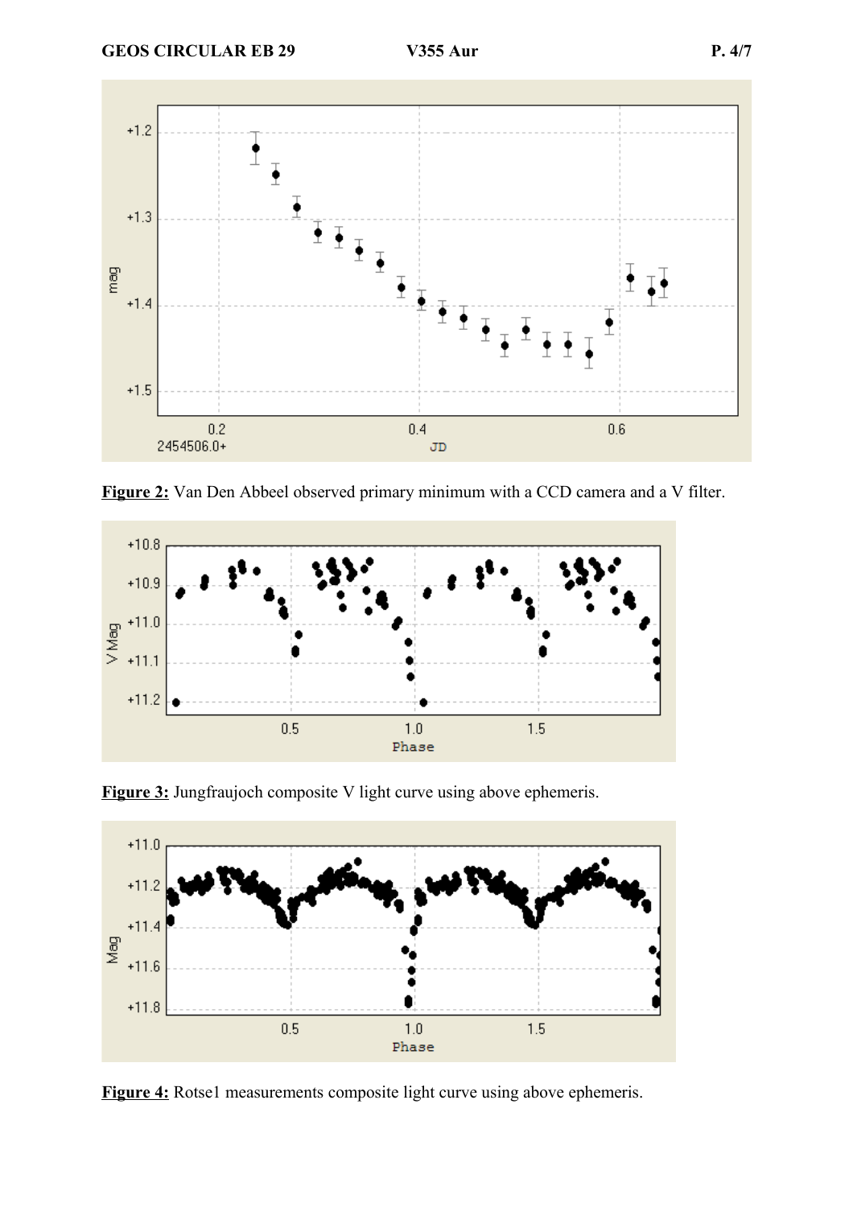**Figure 2:** Van Den Abbeel observed primary minimum with a CCD camera and a V filter.

**Figure 3:** Jungfraujoch composite V light curve using above ephemeris.

**Figure 4:** Rotse1 measurements composite light curve using above ephemeris.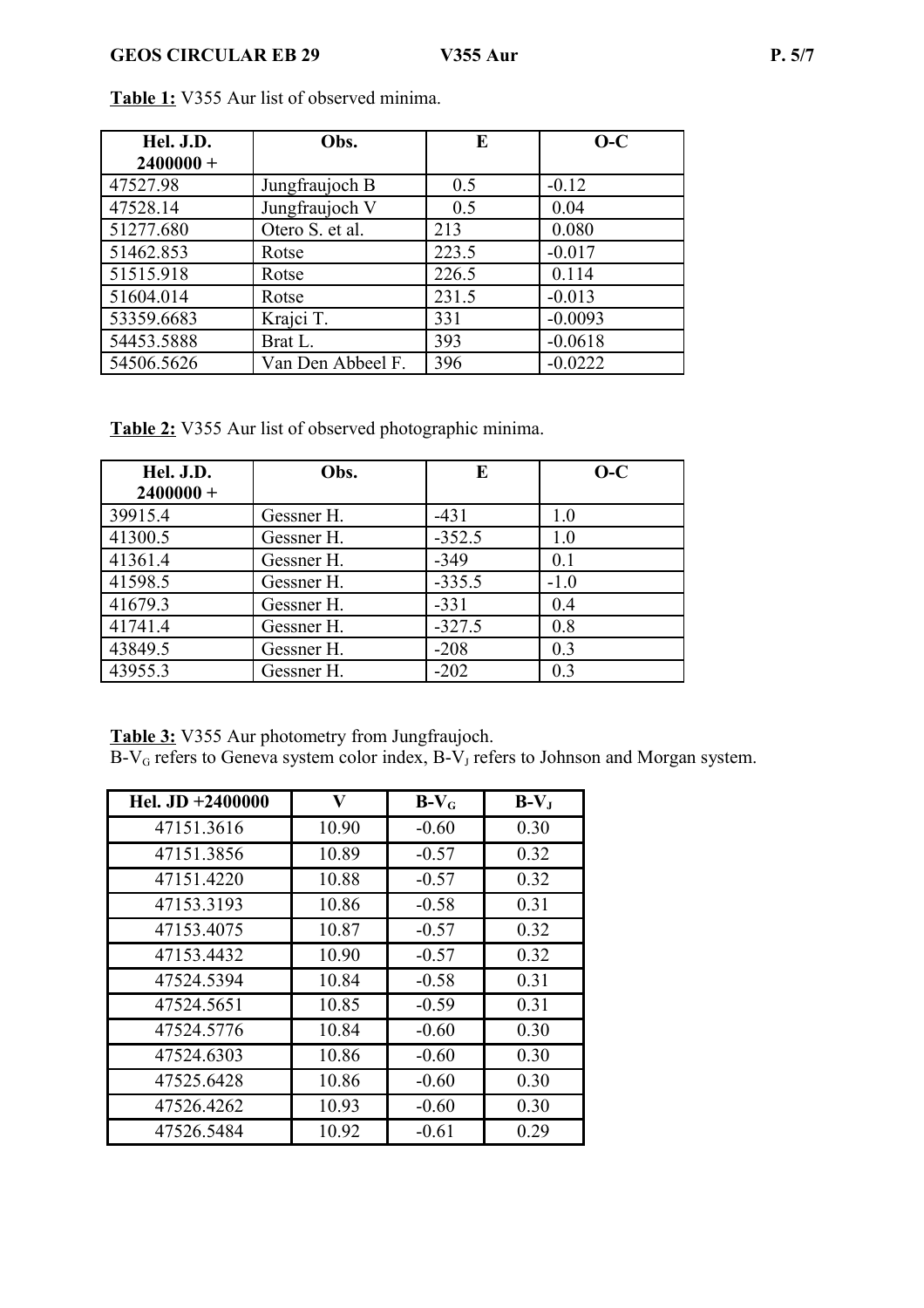**Table 1:** V355 Aur list of observed minima.

| Hel. J.D. 2400000 + | Obs. | E | O-C |
|---|---|---|---|
| 47527.98 | Jungfraujoch B | 0.5 | -0.12 |
| 47528.14 | Jungfraujoch V | 0.5 | 0.04 |
| 51277.680 | Otero S. et al. | 213 | 0.080 |
| 51462.853 | Rotse | 223.5 | -0.017 |
| 51515.918 | Rotse | 226.5 | 0.114 |
| 51604.014 | Rotse | 231.5 | -0.013 |
| 53359.6683 | Krajci T. | 331 | -0.0093 |
| 54453.5888 | Brat L. | 393 | -0.0618 |
| 54506.5626 | Van Den Abbeel F. | 396 | -0.0222 |

**Table 2:** V355 Aur list of observed photographic minima.

| Hel. J.D. 2400000 + | Obs. | E | O-C |
|---|---|---|---|
| 39915.4 | Gessner H. | -431 | 1.0 |
| 41300.5 | Gessner H. | -352.5 | 1.0 |
| 41361.4 | Gessner H. | -349 | 0.1 |
| 41598.5 | Gessner H. | -335.5 | -1.0 |
| 41679.3 | Gessner H. | -331 | 0.4 |
| 41741.4 | Gessner H. | -327.5 | 0.8 |
| 43849.5 | Gessner H. | -208 | 0.3 |
| 43955.3 | Gessner H. | -202 | 0.3 |

**Table 3:** V355 Aur photometry from Jungfraujoch.
$B\text{-}V_G$ refers to Geneva system color index, $B\text{-}V_J$ refers to Johnson and Morgan system.

| Hel. JD +2400000 | V | $B\text{-}V_G$ | $B\text{-}V_J$ |
|---|---|---|---|
| 47151.3616 | 10.90 | -0.60 | 0.30 |
| 47151.3856 | 10.89 | -0.57 | 0.32 |
| 47151.4220 | 10.88 | -0.57 | 0.32 |
| 47153.3193 | 10.86 | -0.58 | 0.31 |
| 47153.4075 | 10.87 | -0.57 | 0.32 |
| 47153.4432 | 10.90 | -0.57 | 0.32 |
| 47524.5394 | 10.84 | -0.58 | 0.31 |
| 47524.5651 | 10.85 | -0.59 | 0.31 |
| 47524.5776 | 10.84 | -0.60 | 0.30 |
| 47524.6303 | 10.86 | -0.60 | 0.30 |
| 47525.6428 | 10.86 | -0.60 | 0.30 |
| 47526.4262 | 10.93 | -0.60 | 0.30 |
| 47526.5484 | 10.92 | -0.61 | 0.29 |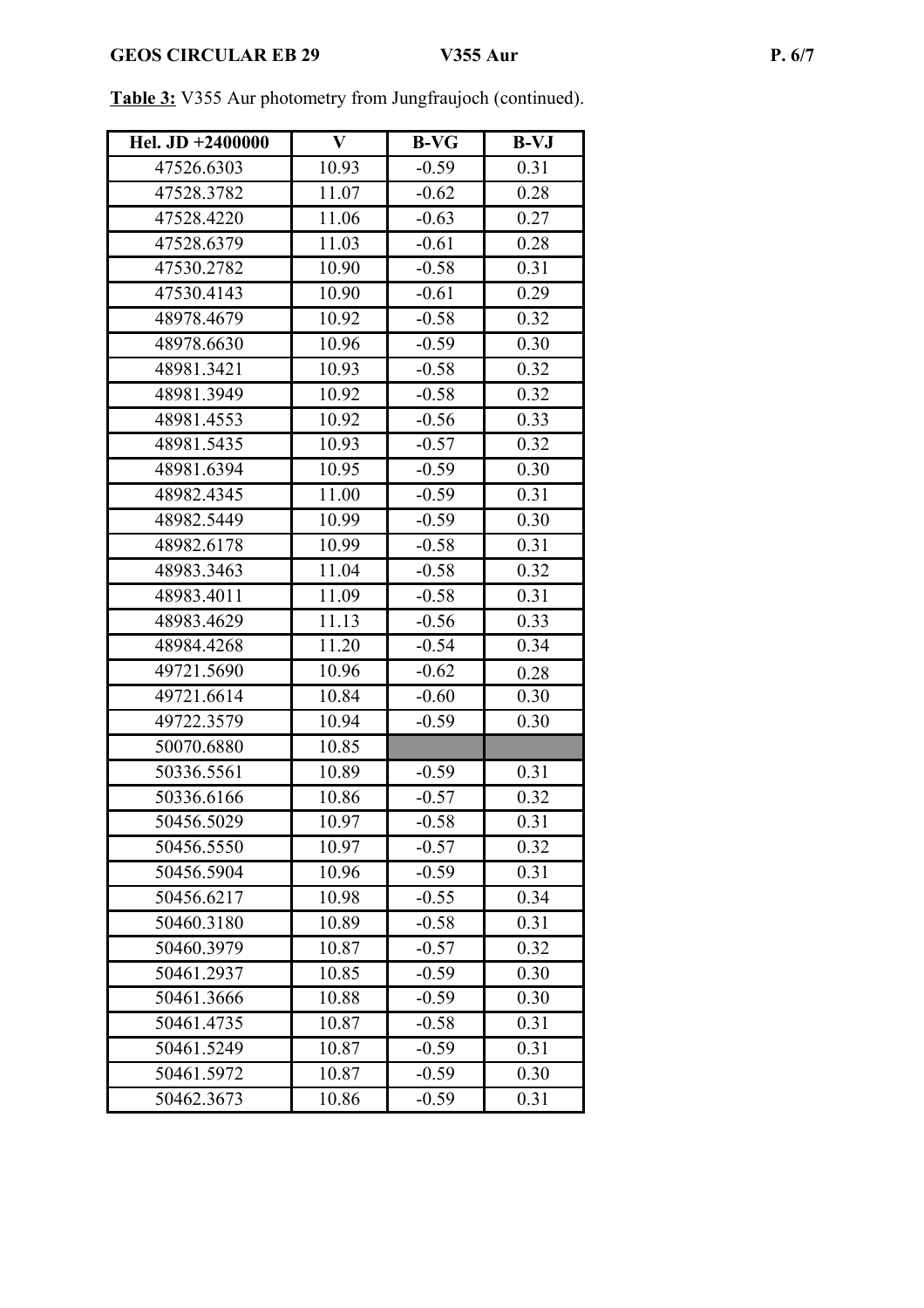**Table 3:** V355 Aur photometry from Jungfraujoch (continued).

| Hel. JD +2400000 | V | B-VG | B-VJ |
|---|---|---|---|
| 47526.6303 | 10.93 | -0.59 | 0.31 |
| 47528.3782 | 11.07 | -0.62 | 0.28 |
| 47528.4220 | 11.06 | -0.63 | 0.27 |
| 47528.6379 | 11.03 | -0.61 | 0.28 |
| 47530.2782 | 10.90 | -0.58 | 0.31 |
| 47530.4143 | 10.90 | -0.61 | 0.29 |
| 48978.4679 | 10.92 | -0.58 | 0.32 |
| 48978.6630 | 10.96 | -0.59 | 0.30 |
| 48981.3421 | 10.93 | -0.58 | 0.32 |
| 48981.3949 | 10.92 | -0.58 | 0.32 |
| 48981.4553 | 10.92 | -0.56 | 0.33 |
| 48981.5435 | 10.93 | -0.57 | 0.32 |
| 48981.6394 | 10.95 | -0.59 | 0.30 |
| 48982.4345 | 11.00 | -0.59 | 0.31 |
| 48982.5449 | 10.99 | -0.59 | 0.30 |
| 48982.6178 | 10.99 | -0.58 | 0.31 |
| 48983.3463 | 11.04 | -0.58 | 0.32 |
| 48983.4011 | 11.09 | -0.58 | 0.31 |
| 48983.4629 | 11.13 | -0.56 | 0.33 |
| 48984.4268 | 11.20 | -0.54 | 0.34 |
| 49721.5690 | 10.96 | -0.62 | 0.28 |
| 49721.6614 | 10.84 | -0.60 | 0.30 |
| 49722.3579 | 10.94 | -0.59 | 0.30 |
| 50070.6880 | 10.85 | | |
| 50336.5561 | 10.89 | -0.59 | 0.31 |
| 50336.6166 | 10.86 | -0.57 | 0.32 |
| 50456.5029 | 10.97 | -0.58 | 0.31 |
| 50456.5550 | 10.97 | -0.57 | 0.32 |
| 50456.5904 | 10.96 | -0.59 | 0.31 |
| 50456.6217 | 10.98 | -0.55 | 0.34 |
| 50460.3180 | 10.89 | -0.58 | 0.31 |
| 50460.3979 | 10.87 | -0.57 | 0.32 |
| 50461.2937 | 10.85 | -0.59 | 0.30 |
| 50461.3666 | 10.88 | -0.59 | 0.30 |
| 50461.4735 | 10.87 | -0.58 | 0.31 |
| 50461.5249 | 10.87 | -0.59 | 0.31 |
| 50461.5972 | 10.87 | -0.59 | 0.30 |
| 50462.3673 | 10.86 | -0.59 | 0.31 |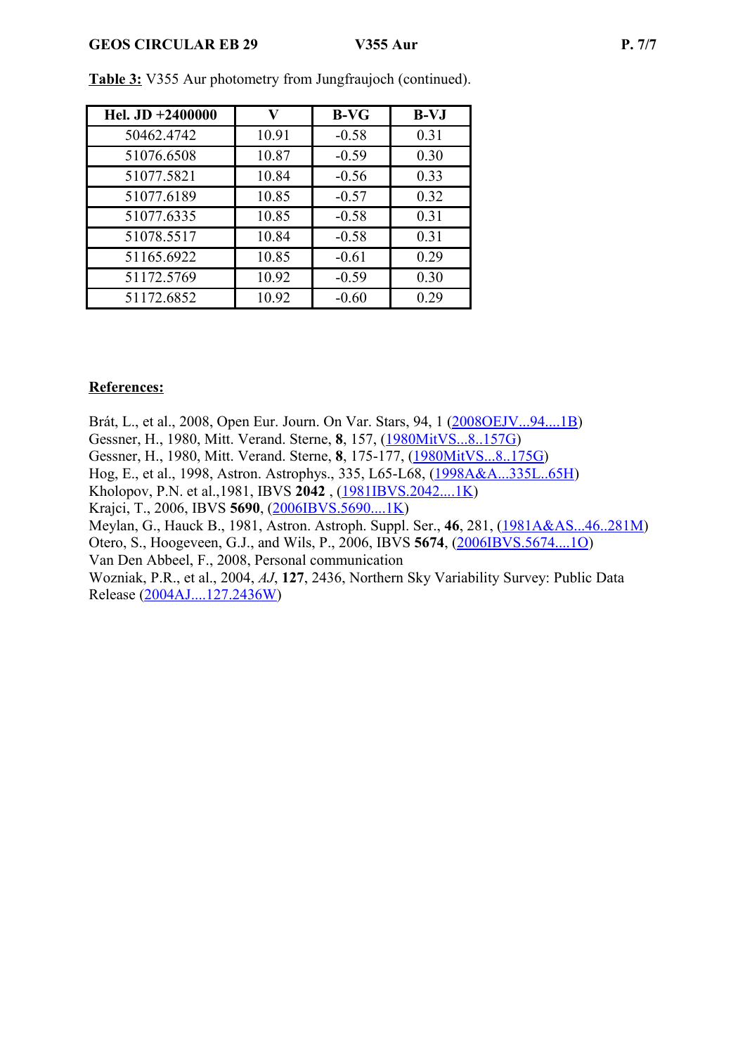**Table 3:** V355 Aur photometry from Jungfraujoch (continued).

| Hel. JD +2400000 | V | B-VG | B-VJ |
|---|---|---|---|
| 50462.4742 | 10.91 | -0.58 | 0.31 |
| 51076.6508 | 10.87 | -0.59 | 0.30 |
| 51077.5821 | 10.84 | -0.56 | 0.33 |
| 51077.6189 | 10.85 | -0.57 | 0.32 |
| 51077.6335 | 10.85 | -0.58 | 0.31 |
| 51078.5517 | 10.84 | -0.58 | 0.31 |
| 51165.6922 | 10.85 | -0.61 | 0.29 |
| 51172.5769 | 10.92 | -0.59 | 0.30 |
| 51172.6852 | 10.92 | -0.60 | 0.29 |

**References:**

Brát, L., et al., 2008, Open Eur. Journ. On Var. Stars, 94, 1 (2008OEJV...94....1B)
Gessner, H., 1980, Mitt. Verand. Sterne, **8**, 157, (1980MitVS...8..157G)
Gessner, H., 1980, Mitt. Verand. Sterne, **8**, 175-177, (1980MitVS...8..175G)
Hog, E., et al., 1998, Astron. Astrophys., 335, L65-L68, (1998A&A...335L..65H)
Kholopov, P.N. et al.,1981, IBVS **2042** , (1981IBVS.2042....1K)
Krajci, T., 2006, IBVS **5690**, (2006IBVS.5690....1K)
Meylan, G., Hauck B., 1981, Astron. Astroph. Suppl. Ser., **46**, 281, (1981A&AS...46..281M)
Otero, S., Hoogeveen, G.J., and Wils, P., 2006, IBVS **5674**, (2006IBVS.5674....1O)
Van Den Abbeel, F., 2008, Personal communication
Wozniak, P.R., et al., 2004, *AJ*, **127**, 2436, Northern Sky Variability Survey: Public Data Release (2004AJ....127.2436W)